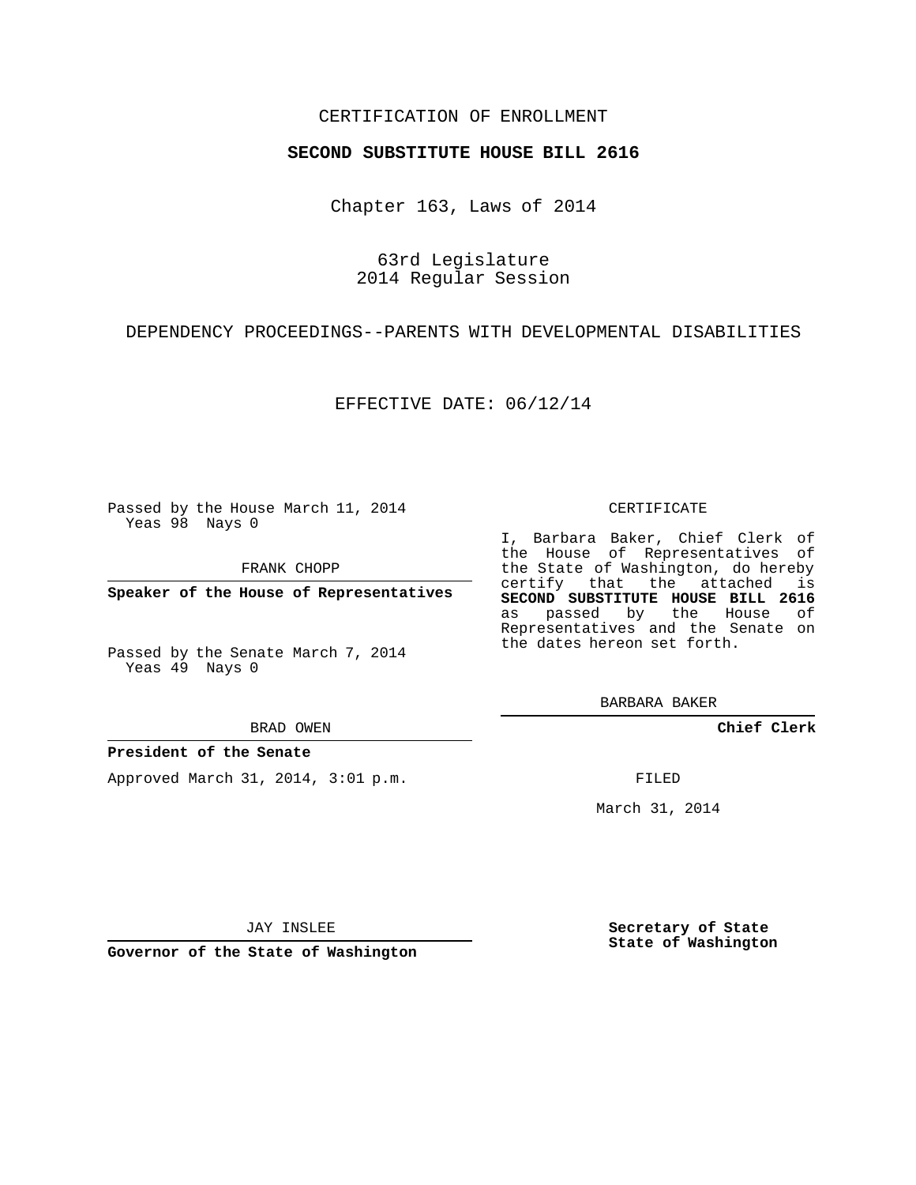CERTIFICATION OF ENROLLMENT

**SECOND SUBSTITUTE HOUSE BILL 2616**

Chapter 163, Laws of 2014

63rd Legislature
2014 Regular Session

DEPENDENCY PROCEEDINGS--PARENTS WITH DEVELOPMENTAL DISABILITIES

EFFECTIVE DATE: 06/12/14

Passed by the House March 11, 2014
Yeas 98 Nays 0

FRANK CHOPP

**Speaker of the House of Representatives**

Passed by the Senate March 7, 2014
Yeas 49 Nays 0

BRAD OWEN

**President of the Senate**

Approved March 31, 2014, 3:01 p.m.

JAY INSLEE

**Governor of the State of Washington**

CERTIFICATE

I, Barbara Baker, Chief Clerk of the House of Representatives of the State of Washington, do hereby certify that the attached is **SECOND SUBSTITUTE HOUSE BILL 2616** as passed by the House of Representatives and the Senate on the dates hereon set forth.

BARBARA BAKER

**Chief Clerk**

FILED

March 31, 2014

**Secretary of State**
**State of Washington**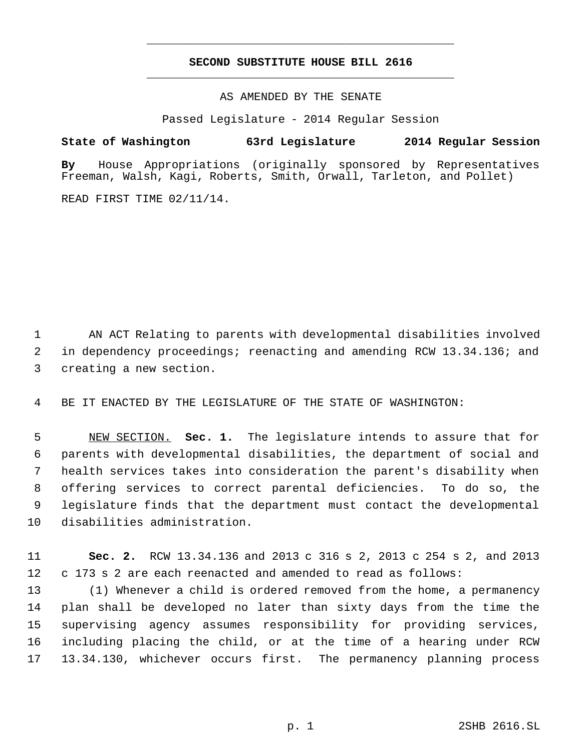# SECOND SUBSTITUTE HOUSE BILL 2616

AS AMENDED BY THE SENATE

Passed Legislature - 2014 Regular Session

**State of Washington 63rd Legislature 2014 Regular Session**

**By** House Appropriations (originally sponsored by Representatives Freeman, Walsh, Kagi, Roberts, Smith, Orwall, Tarleton, and Pollet)

READ FIRST TIME 02/11/14.

AN ACT Relating to parents with developmental disabilities involved in dependency proceedings; reenacting and amending RCW 13.34.136; and creating a new section.

BE IT ENACTED BY THE LEGISLATURE OF THE STATE OF WASHINGTON:

NEW SECTION. **Sec. 1.** The legislature intends to assure that for parents with developmental disabilities, the department of social and health services takes into consideration the parent's disability when offering services to correct parental deficiencies. To do so, the legislature finds that the department must contact the developmental disabilities administration.

**Sec. 2.** RCW 13.34.136 and 2013 c 316 s 2, 2013 c 254 s 2, and 2013 c 173 s 2 are each reenacted and amended to read as follows:

(1) Whenever a child is ordered removed from the home, a permanency plan shall be developed no later than sixty days from the time the supervising agency assumes responsibility for providing services, including placing the child, or at the time of a hearing under RCW 13.34.130, whichever occurs first. The permanency planning process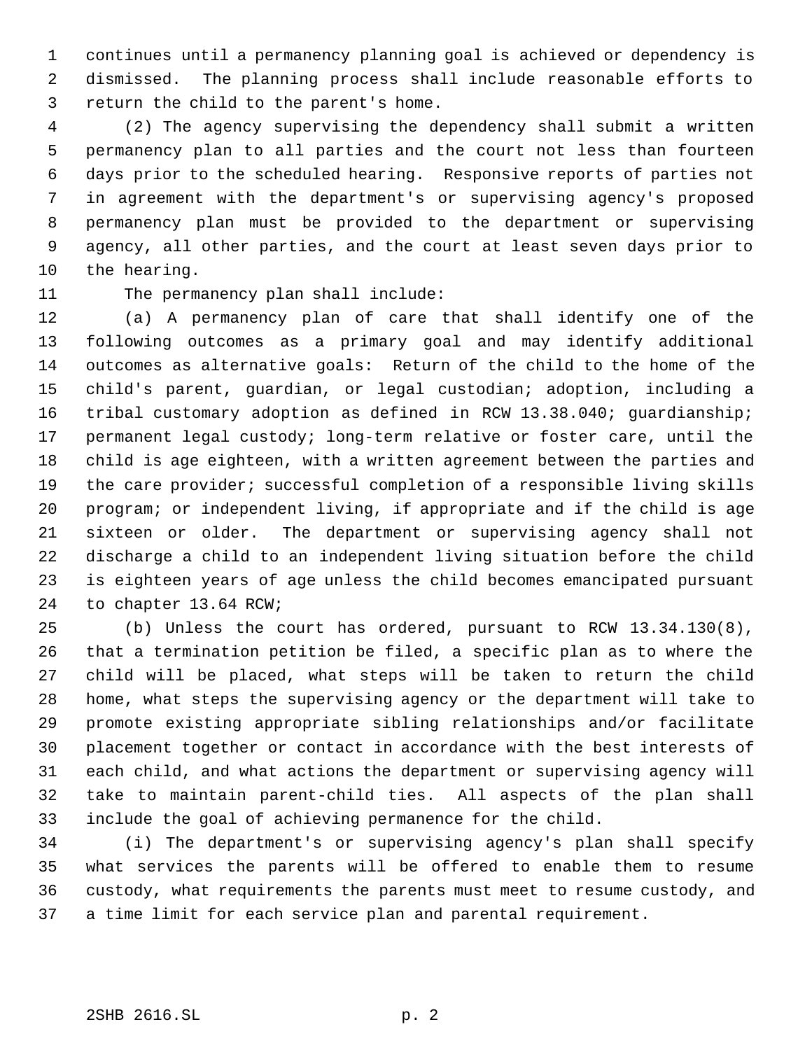continues until a permanency planning goal is achieved or dependency is dismissed. The planning process shall include reasonable efforts to return the child to the parent's home.

(2) The agency supervising the dependency shall submit a written permanency plan to all parties and the court not less than fourteen days prior to the scheduled hearing. Responsive reports of parties not in agreement with the department's or supervising agency's proposed permanency plan must be provided to the department or supervising agency, all other parties, and the court at least seven days prior to the hearing.

The permanency plan shall include:

(a) A permanency plan of care that shall identify one of the following outcomes as a primary goal and may identify additional outcomes as alternative goals: Return of the child to the home of the child's parent, guardian, or legal custodian; adoption, including a tribal customary adoption as defined in RCW 13.38.040; guardianship; permanent legal custody; long-term relative or foster care, until the child is age eighteen, with a written agreement between the parties and the care provider; successful completion of a responsible living skills program; or independent living, if appropriate and if the child is age sixteen or older. The department or supervising agency shall not discharge a child to an independent living situation before the child is eighteen years of age unless the child becomes emancipated pursuant to chapter 13.64 RCW;

(b) Unless the court has ordered, pursuant to RCW 13.34.130(8), that a termination petition be filed, a specific plan as to where the child will be placed, what steps will be taken to return the child home, what steps the supervising agency or the department will take to promote existing appropriate sibling relationships and/or facilitate placement together or contact in accordance with the best interests of each child, and what actions the department or supervising agency will take to maintain parent-child ties. All aspects of the plan shall include the goal of achieving permanence for the child.

(i) The department's or supervising agency's plan shall specify what services the parents will be offered to enable them to resume custody, what requirements the parents must meet to resume custody, and a time limit for each service plan and parental requirement.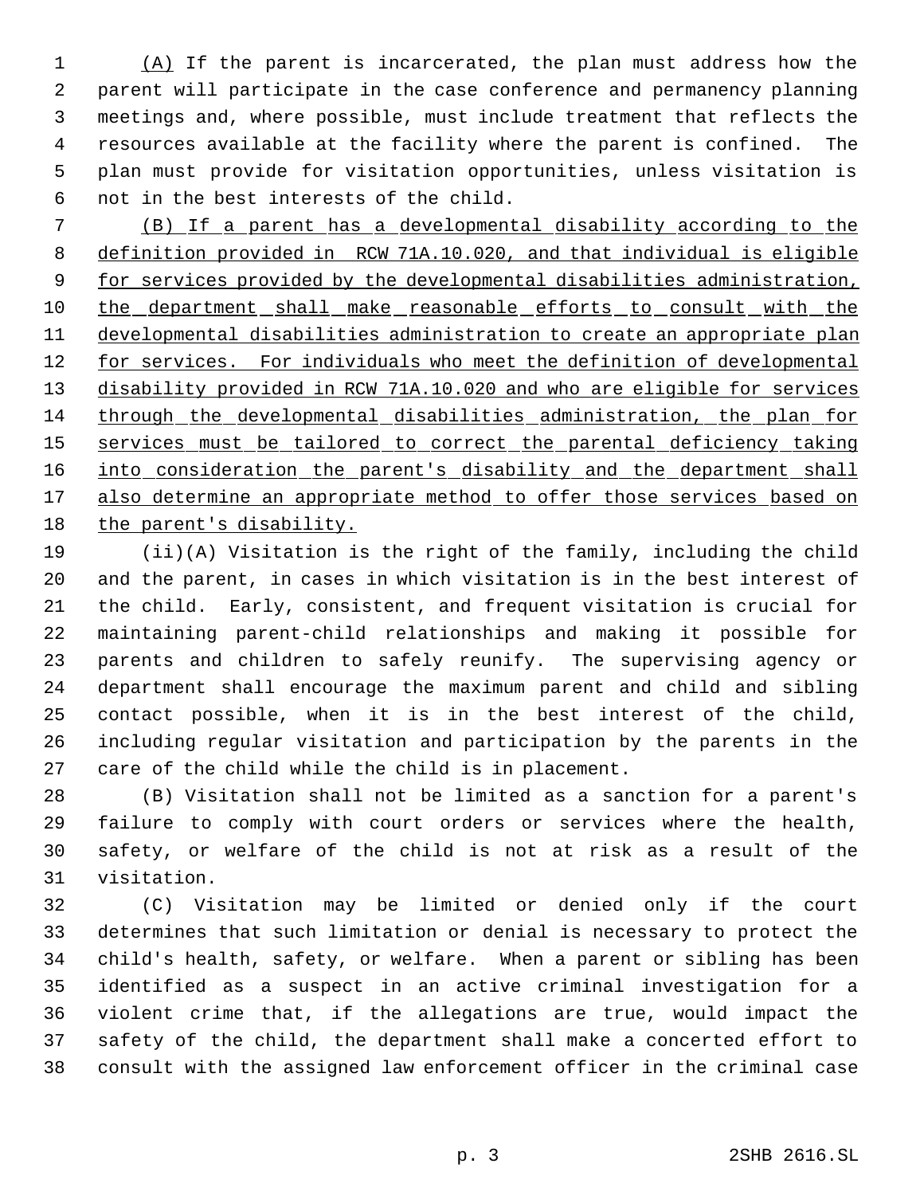(A) If the parent is incarcerated, the plan must address how the parent will participate in the case conference and permanency planning meetings and, where possible, must include treatment that reflects the resources available at the facility where the parent is confined. The plan must provide for visitation opportunities, unless visitation is not in the best interests of the child.

(B) If a parent has a developmental disability according to the definition provided in RCW 71A.10.020, and that individual is eligible for services provided by the developmental disabilities administration, the department shall make reasonable efforts to consult with the developmental disabilities administration to create an appropriate plan for services. For individuals who meet the definition of developmental disability provided in RCW 71A.10.020 and who are eligible for services through the developmental disabilities administration, the plan for services must be tailored to correct the parental deficiency taking into consideration the parent's disability and the department shall also determine an appropriate method to offer those services based on the parent's disability.

(ii)(A) Visitation is the right of the family, including the child and the parent, in cases in which visitation is in the best interest of the child. Early, consistent, and frequent visitation is crucial for maintaining parent-child relationships and making it possible for parents and children to safely reunify. The supervising agency or department shall encourage the maximum parent and child and sibling contact possible, when it is in the best interest of the child, including regular visitation and participation by the parents in the care of the child while the child is in placement.

(B) Visitation shall not be limited as a sanction for a parent's failure to comply with court orders or services where the health, safety, or welfare of the child is not at risk as a result of the visitation.

(C) Visitation may be limited or denied only if the court determines that such limitation or denial is necessary to protect the child's health, safety, or welfare. When a parent or sibling has been identified as a suspect in an active criminal investigation for a violent crime that, if the allegations are true, would impact the safety of the child, the department shall make a concerted effort to consult with the assigned law enforcement officer in the criminal case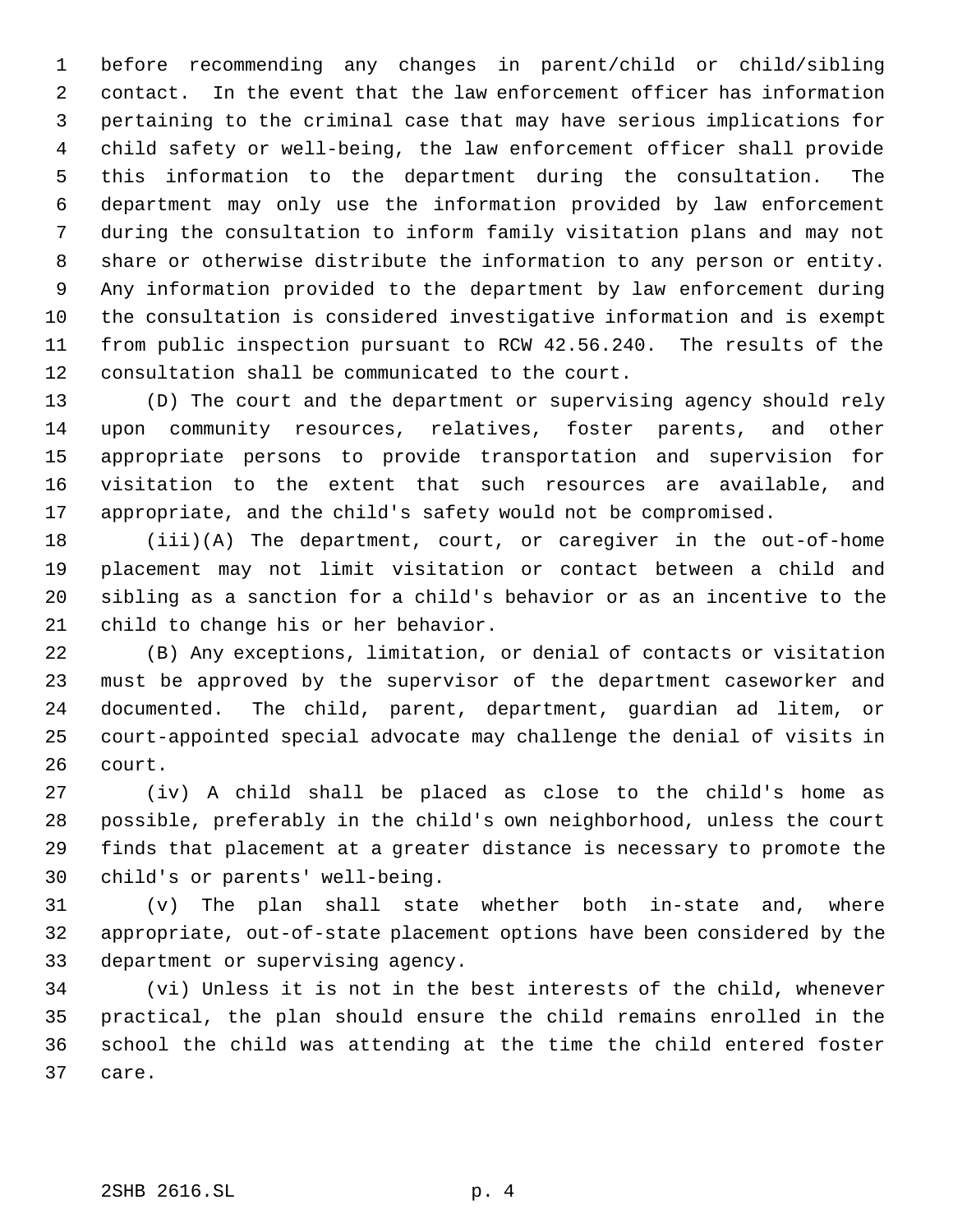before recommending any changes in parent/child or child/sibling contact. In the event that the law enforcement officer has information pertaining to the criminal case that may have serious implications for child safety or well-being, the law enforcement officer shall provide this information to the department during the consultation. The department may only use the information provided by law enforcement during the consultation to inform family visitation plans and may not share or otherwise distribute the information to any person or entity. Any information provided to the department by law enforcement during the consultation is considered investigative information and is exempt from public inspection pursuant to RCW 42.56.240. The results of the consultation shall be communicated to the court.

(D) The court and the department or supervising agency should rely upon community resources, relatives, foster parents, and other appropriate persons to provide transportation and supervision for visitation to the extent that such resources are available, and appropriate, and the child's safety would not be compromised.

(iii)(A) The department, court, or caregiver in the out-of-home placement may not limit visitation or contact between a child and sibling as a sanction for a child's behavior or as an incentive to the child to change his or her behavior.

(B) Any exceptions, limitation, or denial of contacts or visitation must be approved by the supervisor of the department caseworker and documented. The child, parent, department, guardian ad litem, or court-appointed special advocate may challenge the denial of visits in court.

(iv) A child shall be placed as close to the child's home as possible, preferably in the child's own neighborhood, unless the court finds that placement at a greater distance is necessary to promote the child's or parents' well-being.

(v) The plan shall state whether both in-state and, where appropriate, out-of-state placement options have been considered by the department or supervising agency.

(vi) Unless it is not in the best interests of the child, whenever practical, the plan should ensure the child remains enrolled in the school the child was attending at the time the child entered foster care.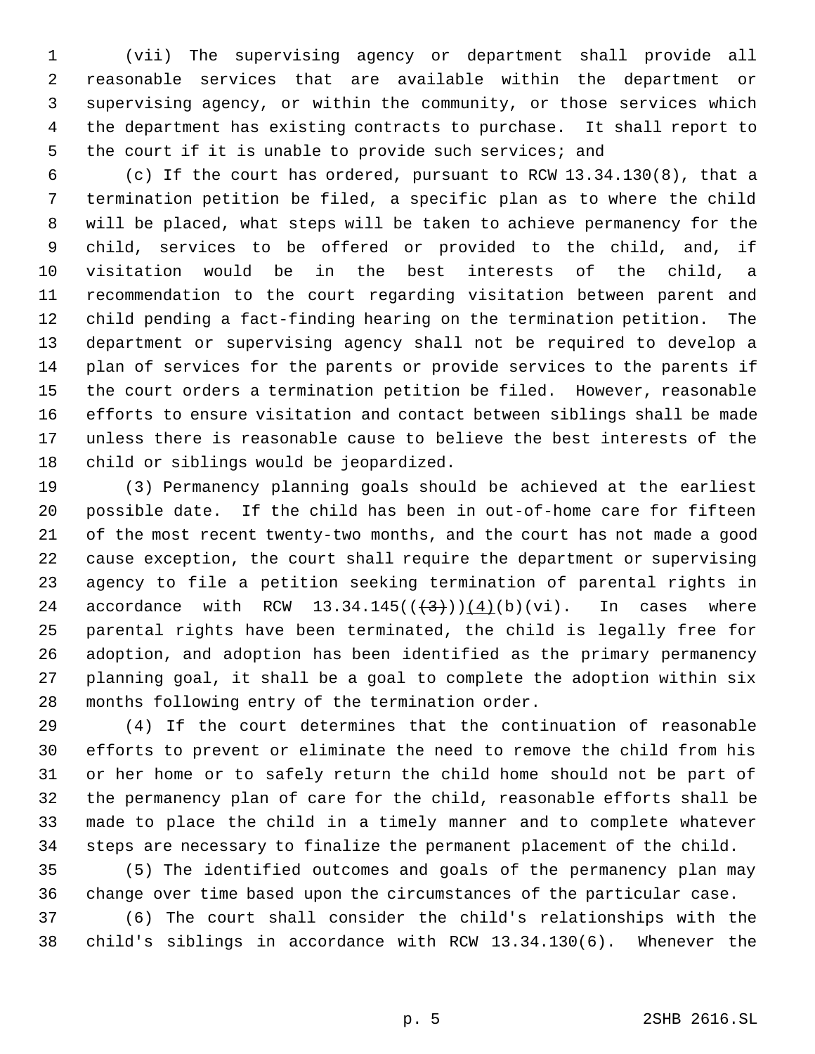(vii) The supervising agency or department shall provide all reasonable services that are available within the department or supervising agency, or within the community, or those services which the department has existing contracts to purchase. It shall report to the court if it is unable to provide such services; and

(c) If the court has ordered, pursuant to RCW 13.34.130(8), that a termination petition be filed, a specific plan as to where the child will be placed, what steps will be taken to achieve permanency for the child, services to be offered or provided to the child, and, if visitation would be in the best interests of the child, a recommendation to the court regarding visitation between parent and child pending a fact-finding hearing on the termination petition. The department or supervising agency shall not be required to develop a plan of services for the parents or provide services to the parents if the court orders a termination petition be filed. However, reasonable efforts to ensure visitation and contact between siblings shall be made unless there is reasonable cause to believe the best interests of the child or siblings would be jeopardized.

(3) Permanency planning goals should be achieved at the earliest possible date. If the child has been in out-of-home care for fifteen of the most recent twenty-two months, and the court has not made a good cause exception, the court shall require the department or supervising agency to file a petition seeking termination of parental rights in accordance with RCW 13.34.145((~~(3)~~))(4)(b)(vi). In cases where parental rights have been terminated, the child is legally free for adoption, and adoption has been identified as the primary permanency planning goal, it shall be a goal to complete the adoption within six months following entry of the termination order.

(4) If the court determines that the continuation of reasonable efforts to prevent or eliminate the need to remove the child from his or her home or to safely return the child home should not be part of the permanency plan of care for the child, reasonable efforts shall be made to place the child in a timely manner and to complete whatever steps are necessary to finalize the permanent placement of the child.

(5) The identified outcomes and goals of the permanency plan may change over time based upon the circumstances of the particular case.

(6) The court shall consider the child's relationships with the child's siblings in accordance with RCW 13.34.130(6). Whenever the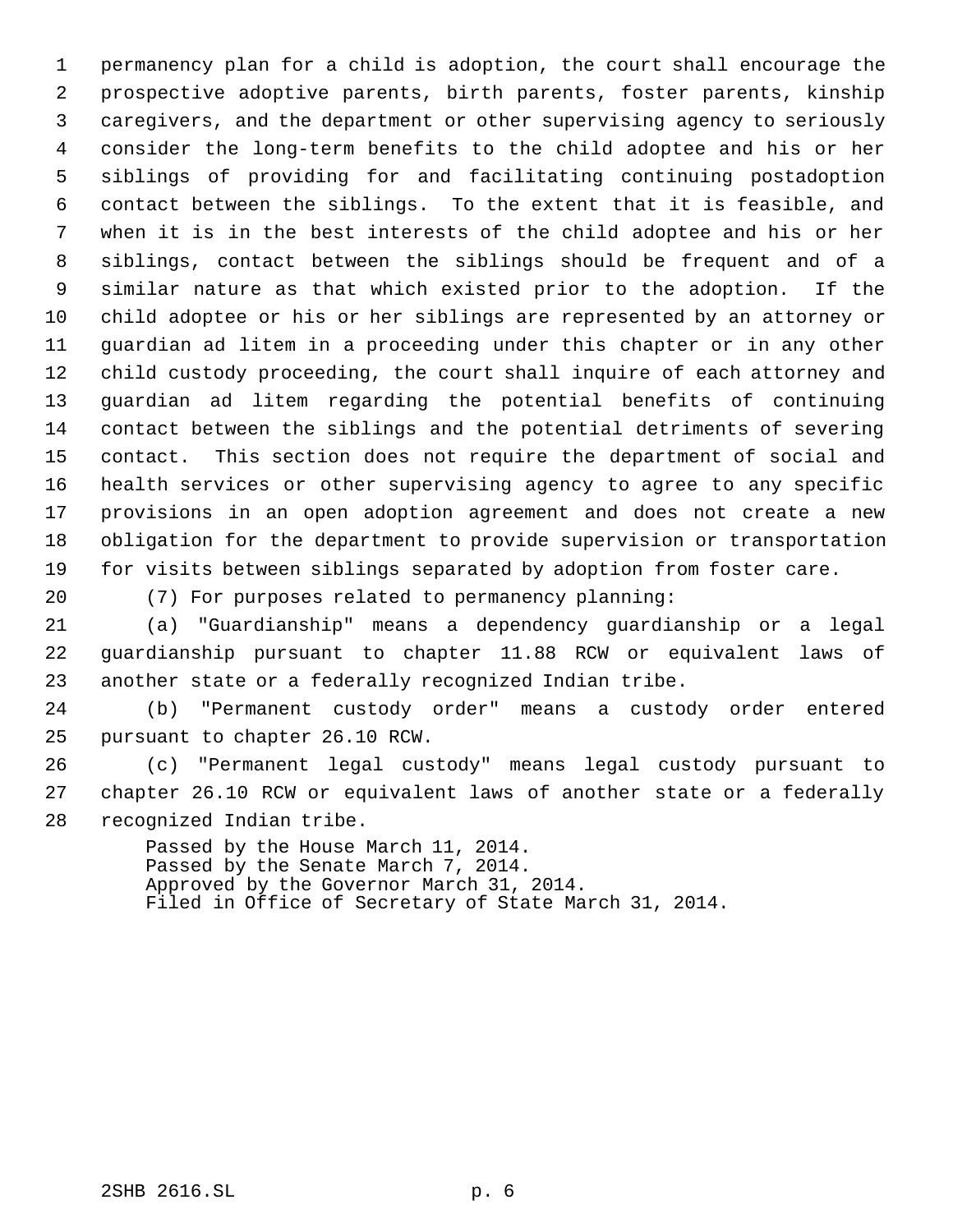permanency plan for a child is adoption, the court shall encourage the prospective adoptive parents, birth parents, foster parents, kinship caregivers, and the department or other supervising agency to seriously consider the long-term benefits to the child adoptee and his or her siblings of providing for and facilitating continuing postadoption contact between the siblings. To the extent that it is feasible, and when it is in the best interests of the child adoptee and his or her siblings, contact between the siblings should be frequent and of a similar nature as that which existed prior to the adoption. If the child adoptee or his or her siblings are represented by an attorney or guardian ad litem in a proceeding under this chapter or in any other child custody proceeding, the court shall inquire of each attorney and guardian ad litem regarding the potential benefits of continuing contact between the siblings and the potential detriments of severing contact. This section does not require the department of social and health services or other supervising agency to agree to any specific provisions in an open adoption agreement and does not create a new obligation for the department to provide supervision or transportation for visits between siblings separated by adoption from foster care.

(7) For purposes related to permanency planning:

(a) "Guardianship" means a dependency guardianship or a legal guardianship pursuant to chapter 11.88 RCW or equivalent laws of another state or a federally recognized Indian tribe.

(b) "Permanent custody order" means a custody order entered pursuant to chapter 26.10 RCW.

(c) "Permanent legal custody" means legal custody pursuant to chapter 26.10 RCW or equivalent laws of another state or a federally recognized Indian tribe.

Passed by the House March 11, 2014.
Passed by the Senate March 7, 2014.
Approved by the Governor March 31, 2014.
Filed in Office of Secretary of State March 31, 2014.